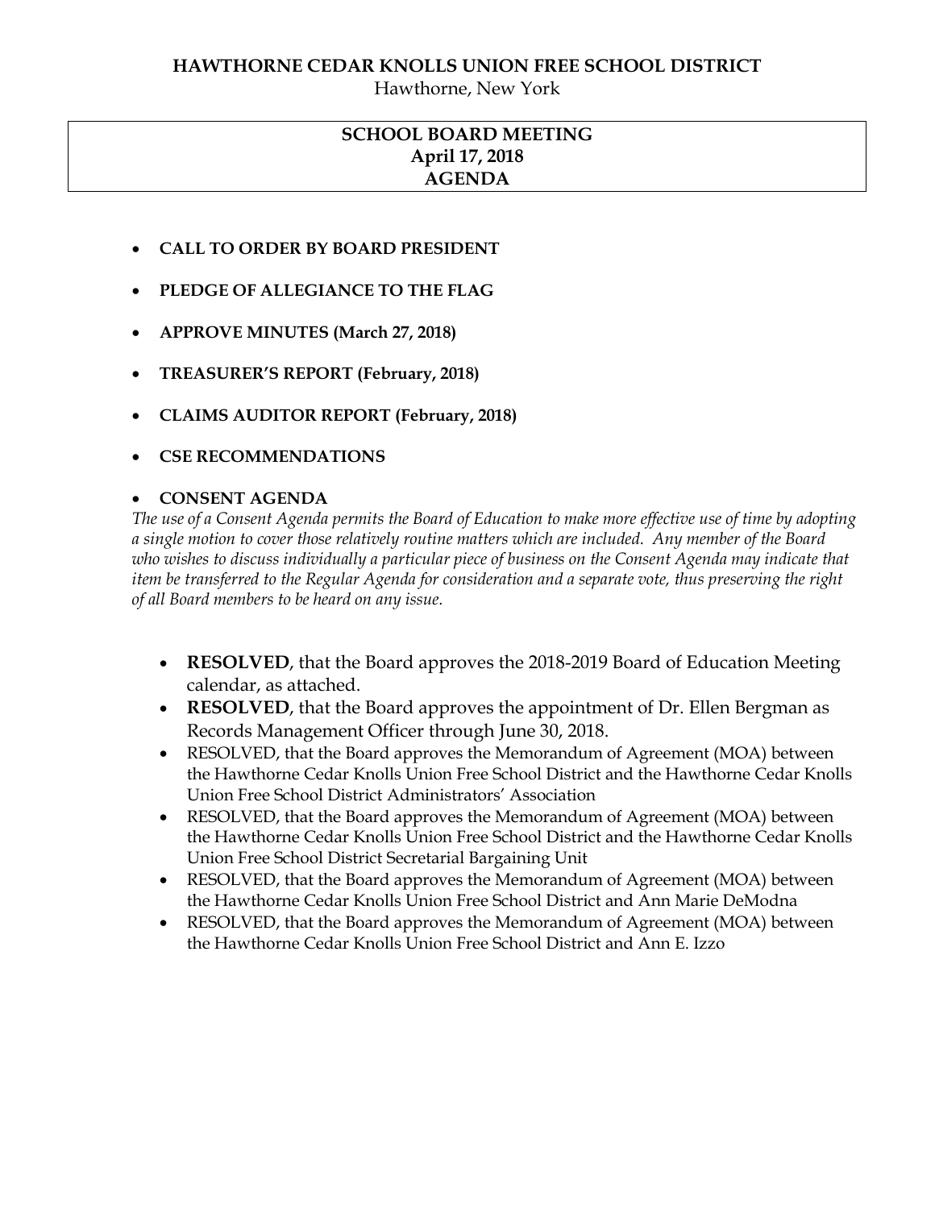**HAWTHORNE CEDAR KNOLLS UNION FREE SCHOOL DISTRICT**

Hawthorne, New York

# SCHOOL BOARD MEETING
## April 17, 2018
## AGENDA

- **CALL TO ORDER BY BOARD PRESIDENT**
- **PLEDGE OF ALLEGIANCE TO THE FLAG**
- **APPROVE MINUTES (March 27, 2018)**
- **TREASURER'S REPORT (February, 2018)**
- **CLAIMS AUDITOR REPORT (February, 2018)**
- **CSE RECOMMENDATIONS**
- **CONSENT AGENDA**

*The use of a Consent Agenda permits the Board of Education to make more effective use of time by adopting a single motion to cover those relatively routine matters which are included. Any member of the Board who wishes to discuss individually a particular piece of business on the Consent Agenda may indicate that item be transferred to the Regular Agenda for consideration and a separate vote, thus preserving the right of all Board members to be heard on any issue.*

- **RESOLVED**, that the Board approves the 2018-2019 Board of Education Meeting calendar, as attached.
- **RESOLVED**, that the Board approves the appointment of Dr. Ellen Bergman as Records Management Officer through June 30, 2018.
- RESOLVED, that the Board approves the Memorandum of Agreement (MOA) between the Hawthorne Cedar Knolls Union Free School District and the Hawthorne Cedar Knolls Union Free School District Administrators' Association
- RESOLVED, that the Board approves the Memorandum of Agreement (MOA) between the Hawthorne Cedar Knolls Union Free School District and the Hawthorne Cedar Knolls Union Free School District Secretarial Bargaining Unit
- RESOLVED, that the Board approves the Memorandum of Agreement (MOA) between the Hawthorne Cedar Knolls Union Free School District and Ann Marie DeModna
- RESOLVED, that the Board approves the Memorandum of Agreement (MOA) between the Hawthorne Cedar Knolls Union Free School District and Ann E. Izzo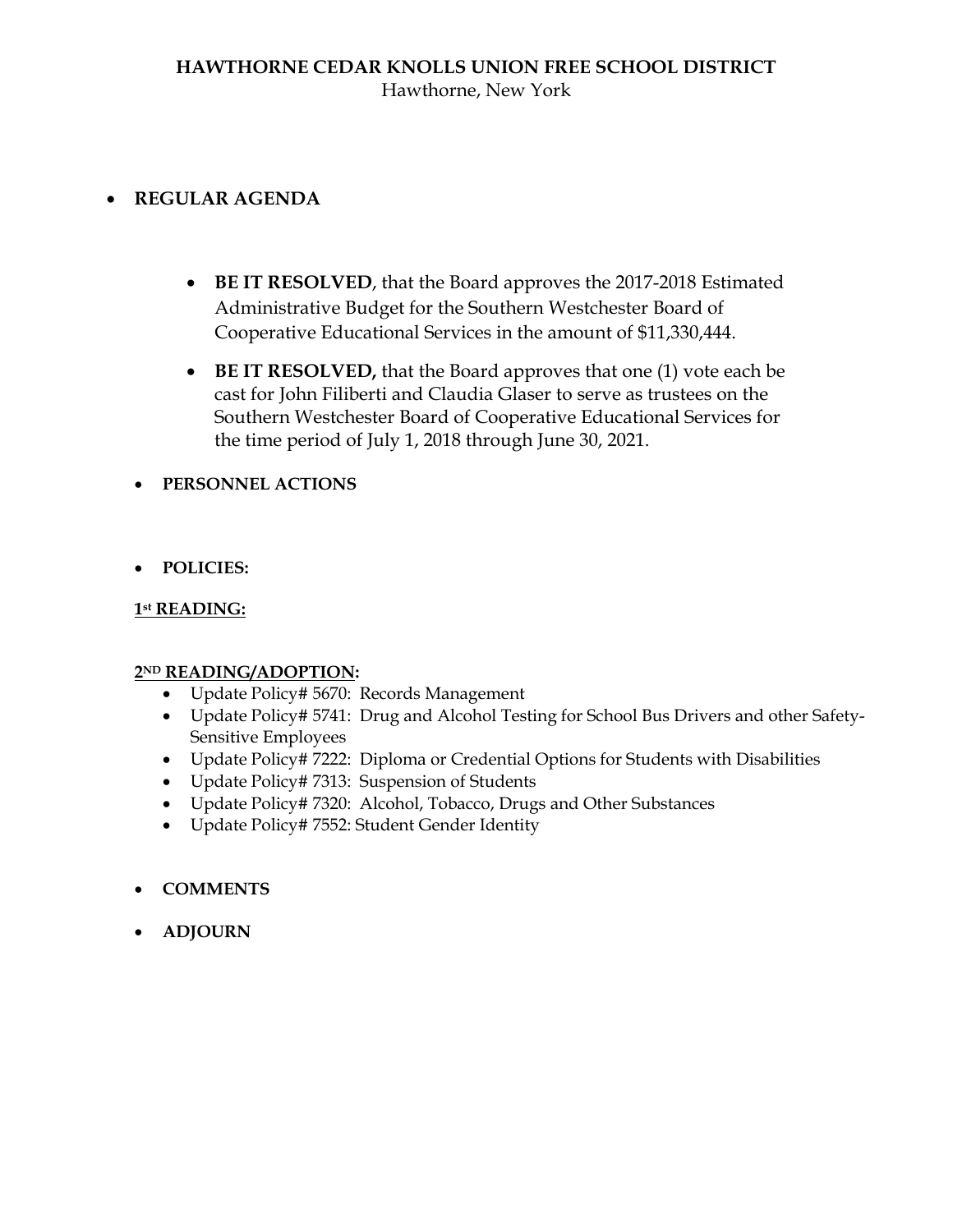**HAWTHORNE CEDAR KNOLLS UNION FREE SCHOOL DISTRICT**
Hawthorne, New York

- **REGULAR AGENDA**

    - **BE IT RESOLVED**, that the Board approves the 2017-2018 Estimated Administrative Budget for the Southern Westchester Board of Cooperative Educational Services in the amount of $11,330,444.
    - **BE IT RESOLVED,** that the Board approves that one (1) vote each be cast for John Filiberti and Claudia Glaser to serve as trustees on the Southern Westchester Board of Cooperative Educational Services for the time period of July 1, 2018 through June 30, 2021.

- **PERSONNEL ACTIONS**

- **POLICIES:**

**1st READING:**

**2ND READING/ADOPTION:**

- Update Policy# 5670: Records Management
- Update Policy# 5741: Drug and Alcohol Testing for School Bus Drivers and other Safety-Sensitive Employees
- Update Policy# 7222: Diploma or Credential Options for Students with Disabilities
- Update Policy# 7313: Suspension of Students
- Update Policy# 7320: Alcohol, Tobacco, Drugs and Other Substances
- Update Policy# 7552: Student Gender Identity

- **COMMENTS**
- **ADJOURN**